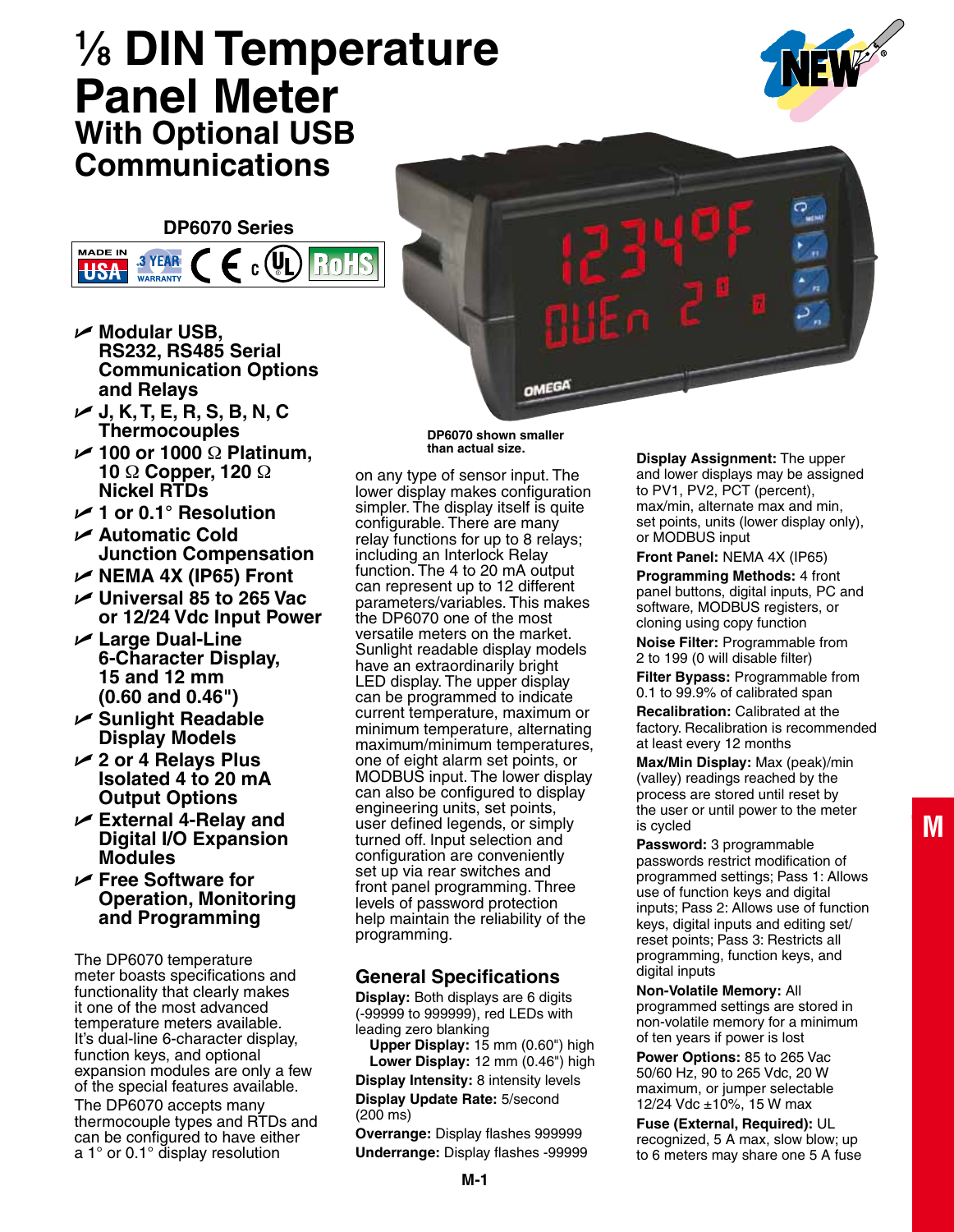# ⅛ DIN Temperature Panel Meter
## With Optional USB Communications

**DP6070 Series**

MADE IN USA · 3 YEAR WARRANTY · CE · c UL · RoHS

- **Modular USB, RS232, RS485 Serial Communication Options and Relays**
- **J, K, T, E, R, S, B, N, C Thermocouples**
- **100 or 1000 Ω Platinum, 10 Ω Copper, 120 Ω Nickel RTDs**
- **1 or 0.1° Resolution**
- **Automatic Cold Junction Compensation**
- **NEMA 4X (IP65) Front**
- **Universal 85 to 265 Vac or 12/24 Vdc Input Power**
- **Large Dual-Line 6-Character Display, 15 and 12 mm (0.60 and 0.46")**
- **Sunlight Readable Display Models**
- **2 or 4 Relays Plus Isolated 4 to 20 mA Output Options**
- **External 4-Relay and Digital I/O Expansion Modules**
- **Free Software for Operation, Monitoring and Programming**

DP6070 shown smaller than actual size.

The DP6070 temperature meter boasts specifications and functionality that clearly makes it one of the most advanced temperature meters available. It's dual-line 6-character display, function keys, and optional expansion modules are only a few of the special features available. The DP6070 accepts many thermocouple types and RTDs and can be configured to have either a 1° or 0.1° display resolution on any type of sensor input. The lower display makes configuration simpler. The display itself is quite configurable. There are many relay functions for up to 8 relays; including an Interlock Relay function. The 4 to 20 mA output can represent up to 12 different parameters/variables. This makes the DP6070 one of the most versatile meters on the market. Sunlight readable display models have an extraordinarily bright LED display. The upper display can be programmed to indicate current temperature, maximum or minimum temperature, alternating maximum/minimum temperatures, one of eight alarm set points, or MODBUS input. The lower display can also be configured to display engineering units, set points, user defined legends, or simply turned off. Input selection and configuration are conveniently set up via rear switches and front panel programming. Three levels of password protection help maintain the reliability of the programming.

## General Specifications

**Display:** Both displays are 6 digits (-99999 to 999999), red LEDs with leading zero blanking
  **Upper Display:** 15 mm (0.60") high
  **Lower Display:** 12 mm (0.46") high

**Display Intensity:** 8 intensity levels

**Display Update Rate:** 5/second (200 ms)

**Overrange:** Display flashes 999999

**Underrange:** Display flashes -99999

**Display Assignment:** The upper and lower displays may be assigned to PV1, PV2, PCT (percent), max/min, alternate max and min, set points, units (lower display only), or MODBUS input

**Front Panel:** NEMA 4X (IP65)

**Programming Methods:** 4 front panel buttons, digital inputs, PC and software, MODBUS registers, or cloning using copy function

**Noise Filter:** Programmable from 2 to 199 (0 will disable filter)

**Filter Bypass:** Programmable from 0.1 to 99.9% of calibrated span

**Recalibration:** Calibrated at the factory. Recalibration is recommended at least every 12 months

**Max/Min Display:** Max (peak)/min (valley) readings reached by the process are stored until reset by the user or until power to the meter is cycled

**Password:** 3 programmable passwords restrict modification of programmed settings; Pass 1: Allows use of function keys and digital inputs; Pass 2: Allows use of function keys, digital inputs and editing set/reset points; Pass 3: Restricts all programming, function keys, and digital inputs

**Non-Volatile Memory:** All programmed settings are stored in non-volatile memory for a minimum of ten years if power is lost

**Power Options:** 85 to 265 Vac 50/60 Hz, 90 to 265 Vdc, 20 W maximum, or jumper selectable 12/24 Vdc ±10%, 15 W max

**Fuse (External, Required):** UL recognized, 5 A max, slow blow; up to 6 meters may share one 5 A fuse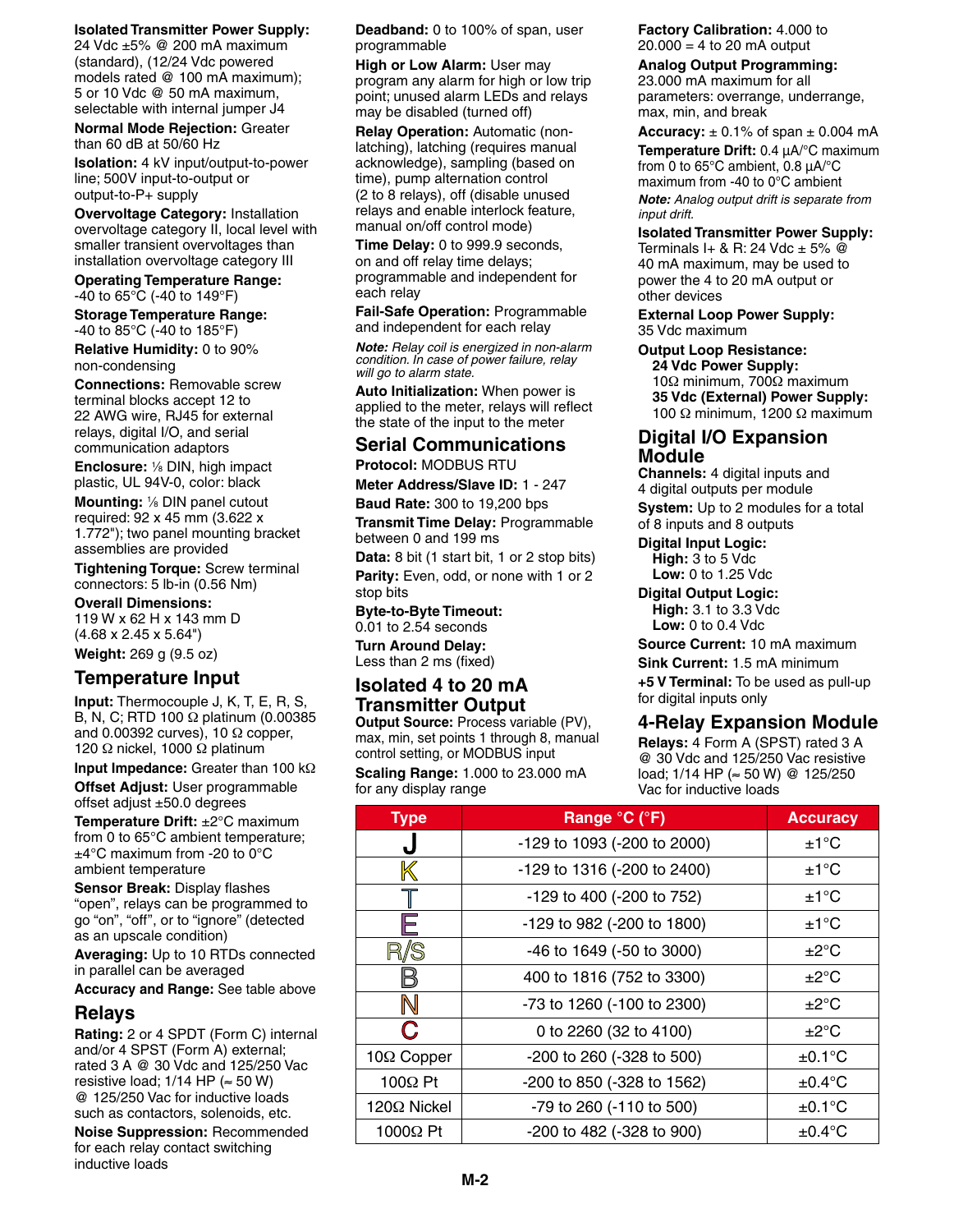**Isolated Transmitter Power Supply:** 24 Vdc ±5% @ 200 mA maximum (standard), (12/24 Vdc powered models rated @ 100 mA maximum); 5 or 10 Vdc @ 50 mA maximum, selectable with internal jumper J4

**Normal Mode Rejection:** Greater than 60 dB at 50/60 Hz

**Isolation:** 4 kV input/output-to-power line; 500V input-to-output or output-to-P+ supply

**Overvoltage Category:** Installation overvoltage category II, local level with smaller transient overvoltages than installation overvoltage category III

**Operating Temperature Range:** -40 to 65°C (-40 to 149°F)

**Storage Temperature Range:** -40 to 85°C (-40 to 185°F)

**Relative Humidity:** 0 to 90% non-condensing

**Connections:** Removable screw terminal blocks accept 12 to 22 AWG wire, RJ45 for external relays, digital I/O, and serial communication adaptors

**Enclosure:** ⅛ DIN, high impact plastic, UL 94V-0, color: black

**Mounting:** ⅛ DIN panel cutout required: 92 x 45 mm (3.622 x 1.772"); two panel mounting bracket assemblies are provided

**Tightening Torque:** Screw terminal connectors: 5 lb-in (0.56 Nm)

**Overall Dimensions:** 119 W x 62 H x 143 mm D (4.68 x 2.45 x 5.64")

**Weight:** 269 g (9.5 oz)

## Temperature Input

**Input:** Thermocouple J, K, T, E, R, S, B, N, C; RTD 100 Ω platinum (0.00385 and 0.00392 curves), 10 Ω copper, 120 Ω nickel, 1000 Ω platinum

**Input Impedance:** Greater than 100 kΩ

**Offset Adjust:** User programmable offset adjust ±50.0 degrees

**Temperature Drift:** ±2°C maximum from 0 to 65°C ambient temperature; ±4°C maximum from -20 to 0°C ambient temperature

**Sensor Break:** Display flashes “open”, relays can be programmed to go “on”, “off”, or to “ignore” (detected as an upscale condition)

**Averaging:** Up to 10 RTDs connected in parallel can be averaged

**Accuracy and Range:** See table above

## Relays

**Rating:** 2 or 4 SPDT (Form C) internal and/or 4 SPST (Form A) external; rated 3 A @ 30 Vdc and 125/250 Vac resistive load; 1/14 HP (≈ 50 W) @ 125/250 Vac for inductive loads such as contactors, solenoids, etc.

**Noise Suppression:** Recommended for each relay contact switching inductive loads

**Deadband:** 0 to 100% of span, user programmable

**High or Low Alarm:** User may program any alarm for high or low trip point; unused alarm LEDs and relays may be disabled (turned off)

**Relay Operation:** Automatic (non-latching), latching (requires manual acknowledge), sampling (based on time), pump alternation control (2 to 8 relays), off (disable unused relays and enable interlock feature, manual on/off control mode)

**Time Delay:** 0 to 999.9 seconds, on and off relay time delays; programmable and independent for each relay

**Fail-Safe Operation:** Programmable and independent for each relay

*Note: Relay coil is energized in non-alarm condition. In case of power failure, relay will go to alarm state.*

**Auto Initialization:** When power is applied to the meter, relays will reflect the state of the input to the meter

## Serial Communications

**Protocol:** MODBUS RTU

**Meter Address/Slave ID:** 1 - 247

**Baud Rate:** 300 to 19,200 bps

**Transmit Time Delay:** Programmable between 0 and 199 ms

**Data:** 8 bit (1 start bit, 1 or 2 stop bits)

**Parity:** Even, odd, or none with 1 or 2 stop bits

**Byte-to-Byte Timeout:** 0.01 to 2.54 seconds

**Turn Around Delay:** Less than 2 ms (fixed)

## Isolated 4 to 20 mA Transmitter Output

**Output Source:** Process variable (PV), max, min, set points 1 through 8, manual control setting, or MODBUS input

**Scaling Range:** 1.000 to 23.000 mA for any display range

**Factory Calibration:** 4.000 to 20.000 = 4 to 20 mA output

**Analog Output Programming:** 23.000 mA maximum for all parameters: overrange, underrange, max, min, and break

**Accuracy:** ± 0.1% of span ± 0.004 mA

**Temperature Drift:** 0.4 µA/°C maximum from 0 to 65°C ambient, 0.8 µA/°C maximum from -40 to 0°C ambient

*Note: Analog output drift is separate from input drift.*

**Isolated Transmitter Power Supply:** Terminals I+ & R: 24 Vdc ± 5% @ 40 mA maximum, may be used to power the 4 to 20 mA output or other devices

**External Loop Power Supply:** 35 Vdc maximum

**Output Loop Resistance:**
- **24 Vdc Power Supply:** 10Ω minimum, 700Ω maximum
- **35 Vdc (External) Power Supply:** 100 Ω minimum, 1200 Ω maximum

## Digital I/O Expansion Module

**Channels:** 4 digital inputs and 4 digital outputs per module

**System:** Up to 2 modules for a total of 8 inputs and 8 outputs

**Digital Input Logic:**
- **High:** 3 to 5 Vdc
- **Low:** 0 to 1.25 Vdc

**Digital Output Logic:**
- **High:** 3.1 to 3.3 Vdc
- **Low:** 0 to 0.4 Vdc

**Source Current:** 10 mA maximum

**Sink Current:** 1.5 mA minimum

**+5 V Terminal:** To be used as pull-up for digital inputs only

## 4-Relay Expansion Module

**Relays:** 4 Form A (SPST) rated 3 A @ 30 Vdc and 125/250 Vac resistive load; 1/14 HP (≈ 50 W) @ 125/250 Vac for inductive loads

| Type | Range °C (°F) | Accuracy |
|---|---|---|
| J | -129 to 1093 (-200 to 2000) | ±1°C |
| K | -129 to 1316 (-200 to 2400) | ±1°C |
| T | -129 to 400 (-200 to 752) | ±1°C |
| E | -129 to 982 (-200 to 1800) | ±1°C |
| R/S | -46 to 1649 (-50 to 3000) | ±2°C |
| B | 400 to 1816 (752 to 3300) | ±2°C |
| N | -73 to 1260 (-100 to 2300) | ±2°C |
| C | 0 to 2260 (32 to 4100) | ±2°C |
| 10Ω Copper | -200 to 260 (-328 to 500) | ±0.1°C |
| 100Ω Pt | -200 to 850 (-328 to 1562) | ±0.4°C |
| 120Ω Nickel | -79 to 260 (-110 to 500) | ±0.1°C |
| 1000Ω Pt | -200 to 482 (-328 to 900) | ±0.4°C |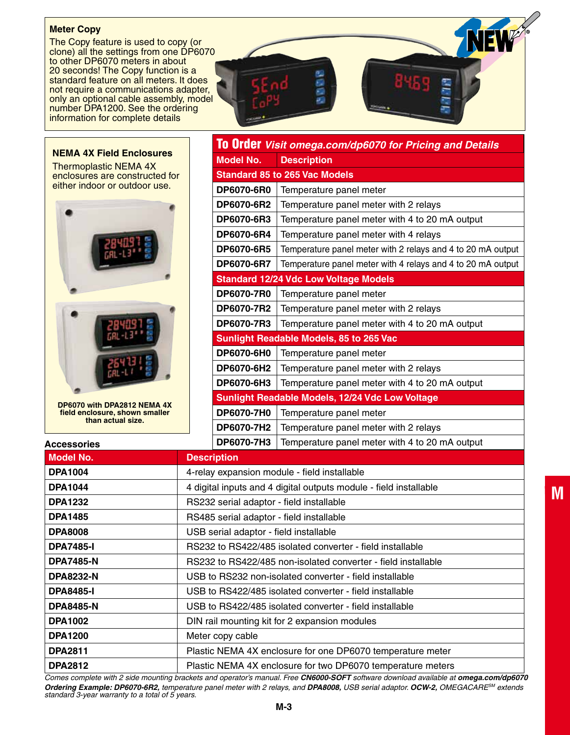### Meter Copy

The Copy feature is used to copy (or clone) all the settings from one DP6070 to other DP6070 meters in about 20 seconds! The Copy function is a standard feature on all meters. It does not require a communications adapter, only an optional cable assembly, model number DPA1200. See the ordering information for complete details

### NEMA 4X Field Enclosures

Thermoplastic NEMA 4X enclosures are constructed for either indoor or outdoor use.

**DP6070 with DPA2812 NEMA 4X field enclosure, shown smaller than actual size.**

## To Order *Visit omega.com/dp6070 for Pricing and Details*

| Model No. | Description |
|---|---|
| **Standard 85 to 265 Vac Models** | |
| **DP6070-6R0** | Temperature panel meter |
| **DP6070-6R2** | Temperature panel meter with 2 relays |
| **DP6070-6R3** | Temperature panel meter with 4 to 20 mA output |
| **DP6070-6R4** | Temperature panel meter with 4 relays |
| **DP6070-6R5** | Temperature panel meter with 2 relays and 4 to 20 mA output |
| **DP6070-6R7** | Temperature panel meter with 4 relays and 4 to 20 mA output |
| **Standard 12/24 Vdc Low Voltage Models** | |
| **DP6070-7R0** | Temperature panel meter |
| **DP6070-7R2** | Temperature panel meter with 2 relays |
| **DP6070-7R3** | Temperature panel meter with 4 to 20 mA output |
| **Sunlight Readable Models, 85 to 265 Vac** | |
| **DP6070-6H0** | Temperature panel meter |
| **DP6070-6H2** | Temperature panel meter with 2 relays |
| **DP6070-6H3** | Temperature panel meter with 4 to 20 mA output |
| **Sunlight Readable Models, 12/24 Vdc Low Voltage** | |
| **DP6070-7H0** | Temperature panel meter |
| **DP6070-7H2** | Temperature panel meter with 2 relays |
| **DP6070-7H3** | Temperature panel meter with 4 to 20 mA output |

### Accessories

| Model No. | Description |
|---|---|
| **DPA1004** | 4-relay expansion module - field installable |
| **DPA1044** | 4 digital inputs and 4 digital outputs module - field installable |
| **DPA1232** | RS232 serial adaptor - field installable |
| **DPA1485** | RS485 serial adaptor - field installable |
| **DPA8008** | USB serial adaptor - field installable |
| **DPA7485-I** | RS232 to RS422/485 isolated converter - field installable |
| **DPA7485-N** | RS232 to RS422/485 non-isolated converter - field installable |
| **DPA8232-N** | USB to RS232 non-isolated converter - field installable |
| **DPA8485-I** | USB to RS422/485 isolated converter - field installable |
| **DPA8485-N** | USB to RS422/485 isolated converter - field installable |
| **DPA1002** | DIN rail mounting kit for 2 expansion modules |
| **DPA1200** | Meter copy cable |
| **DPA2811** | Plastic NEMA 4X enclosure for one DP6070 temperature meter |
| **DPA2812** | Plastic NEMA 4X enclosure for two DP6070 temperature meters |

*Comes complete with 2 side mounting brackets and operator's manual. Free **CN6000-SOFT** software download available at **omega.com/dp6070***
***Ordering Example: DP6070-6R2,** temperature panel meter with 2 relays, and **DPA8008,** USB serial adaptor. **OCW-2,** OMEGACARE[SM] extends standard 3-year warranty to a total of 5 years.*